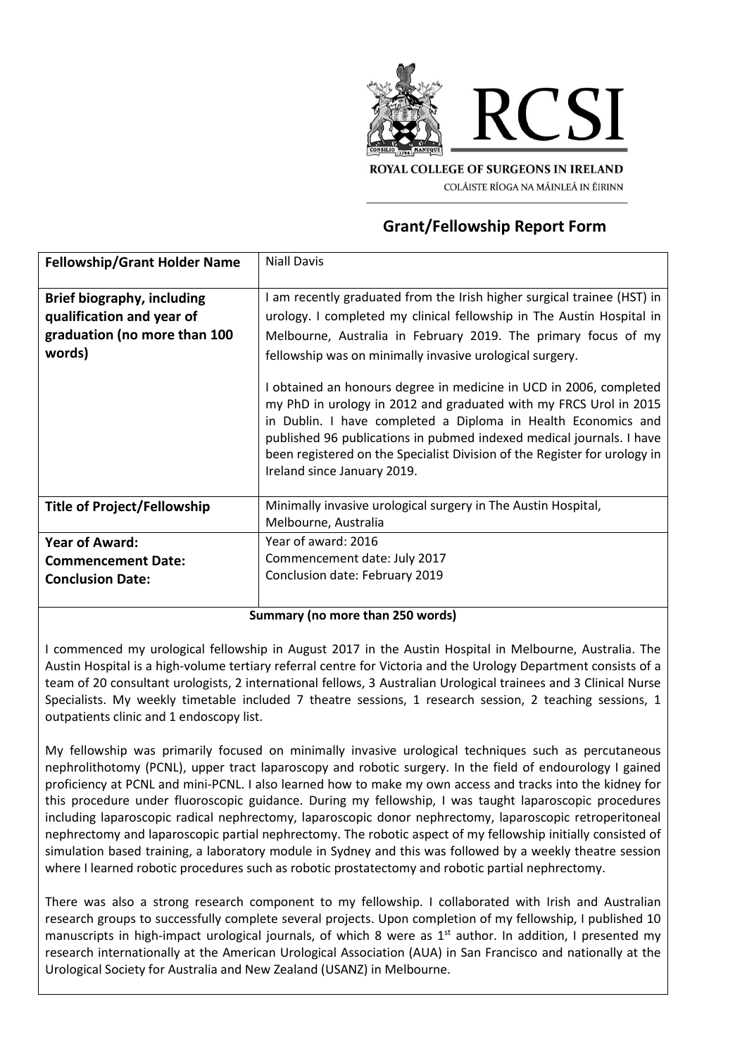ROYAL COLLEGE OF SURGEONS IN IRELAND

COLÁISTE RÍOGA NA MÁINLEÁ IN ÉIRINN

## Grant/Fellowship Report Form

| **Fellowship/Grant Holder Name** | Niall Davis |
|---|---|
| **Brief biography, including qualification and year of graduation (no more than 100 words)** | I am recently graduated from the Irish higher surgical trainee (HST) in urology. I completed my clinical fellowship in The Austin Hospital in Melbourne, Australia in February 2019. The primary focus of my fellowship was on minimally invasive urological surgery.<br><br>I obtained an honours degree in medicine in UCD in 2006, completed my PhD in urology in 2012 and graduated with my FRCS Urol in 2015 in Dublin. I have completed a Diploma in Health Economics and published 96 publications in pubmed indexed medical journals. I have been registered on the Specialist Division of the Register for urology in Ireland since January 2019. |
| **Title of Project/Fellowship** | Minimally invasive urological surgery in The Austin Hospital, Melbourne, Australia |
| **Year of Award:**<br>**Commencement Date:**<br>**Conclusion Date:** | Year of award: 2016<br>Commencement date: July 2017<br>Conclusion date: February 2019 |

**Summary (no more than 250 words)**

I commenced my urological fellowship in August 2017 in the Austin Hospital in Melbourne, Australia. The Austin Hospital is a high-volume tertiary referral centre for Victoria and the Urology Department consists of a team of 20 consultant urologists, 2 international fellows, 3 Australian Urological trainees and 3 Clinical Nurse Specialists. My weekly timetable included 7 theatre sessions, 1 research session, 2 teaching sessions, 1 outpatients clinic and 1 endoscopy list.

My fellowship was primarily focused on minimally invasive urological techniques such as percutaneous nephrolithotomy (PCNL), upper tract laparoscopy and robotic surgery. In the field of endourology I gained proficiency at PCNL and mini-PCNL. I also learned how to make my own access and tracks into the kidney for this procedure under fluoroscopic guidance. During my fellowship, I was taught laparoscopic procedures including laparoscopic radical nephrectomy, laparoscopic donor nephrectomy, laparoscopic retroperitoneal nephrectomy and laparoscopic partial nephrectomy. The robotic aspect of my fellowship initially consisted of simulation based training, a laboratory module in Sydney and this was followed by a weekly theatre session where I learned robotic procedures such as robotic prostatectomy and robotic partial nephrectomy.

There was also a strong research component to my fellowship. I collaborated with Irish and Australian research groups to successfully complete several projects. Upon completion of my fellowship, I published 10 manuscripts in high-impact urological journals, of which 8 were as 1st author. In addition, I presented my research internationally at the American Urological Association (AUA) in San Francisco and nationally at the Urological Society for Australia and New Zealand (USANZ) in Melbourne.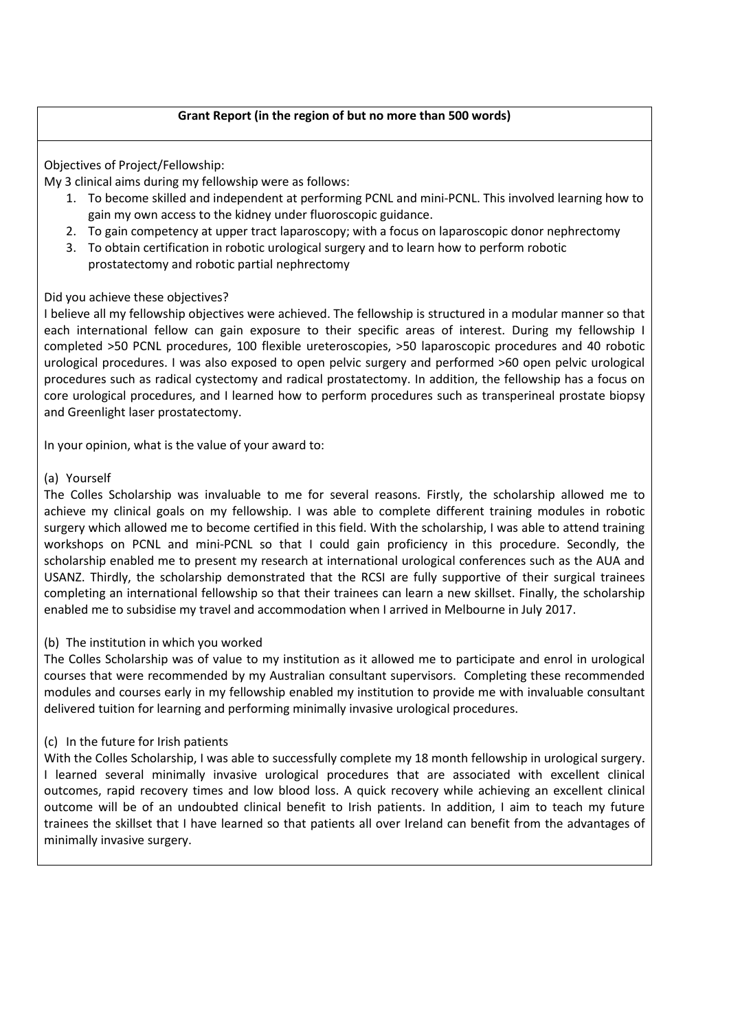**Grant Report (in the region of but no more than 500 words)**

Objectives of Project/Fellowship:

My 3 clinical aims during my fellowship were as follows:

1. To become skilled and independent at performing PCNL and mini-PCNL. This involved learning how to gain my own access to the kidney under fluoroscopic guidance.
2. To gain competency at upper tract laparoscopy; with a focus on laparoscopic donor nephrectomy
3. To obtain certification in robotic urological surgery and to learn how to perform robotic prostatectomy and robotic partial nephrectomy

Did you achieve these objectives?

I believe all my fellowship objectives were achieved. The fellowship is structured in a modular manner so that each international fellow can gain exposure to their specific areas of interest. During my fellowship I completed >50 PCNL procedures, 100 flexible ureteroscopies, >50 laparoscopic procedures and 40 robotic urological procedures. I was also exposed to open pelvic surgery and performed >60 open pelvic urological procedures such as radical cystectomy and radical prostatectomy. In addition, the fellowship has a focus on core urological procedures, and I learned how to perform procedures such as transperineal prostate biopsy and Greenlight laser prostatectomy.

In your opinion, what is the value of your award to:

(a) Yourself

The Colles Scholarship was invaluable to me for several reasons. Firstly, the scholarship allowed me to achieve my clinical goals on my fellowship. I was able to complete different training modules in robotic surgery which allowed me to become certified in this field. With the scholarship, I was able to attend training workshops on PCNL and mini-PCNL so that I could gain proficiency in this procedure. Secondly, the scholarship enabled me to present my research at international urological conferences such as the AUA and USANZ. Thirdly, the scholarship demonstrated that the RCSI are fully supportive of their surgical trainees completing an international fellowship so that their trainees can learn a new skillset. Finally, the scholarship enabled me to subsidise my travel and accommodation when I arrived in Melbourne in July 2017.

(b) The institution in which you worked

The Colles Scholarship was of value to my institution as it allowed me to participate and enrol in urological courses that were recommended by my Australian consultant supervisors. Completing these recommended modules and courses early in my fellowship enabled my institution to provide me with invaluable consultant delivered tuition for learning and performing minimally invasive urological procedures.

(c) In the future for Irish patients

With the Colles Scholarship, I was able to successfully complete my 18 month fellowship in urological surgery. I learned several minimally invasive urological procedures that are associated with excellent clinical outcomes, rapid recovery times and low blood loss. A quick recovery while achieving an excellent clinical outcome will be of an undoubted clinical benefit to Irish patients. In addition, I aim to teach my future trainees the skillset that I have learned so that patients all over Ireland can benefit from the advantages of minimally invasive surgery.